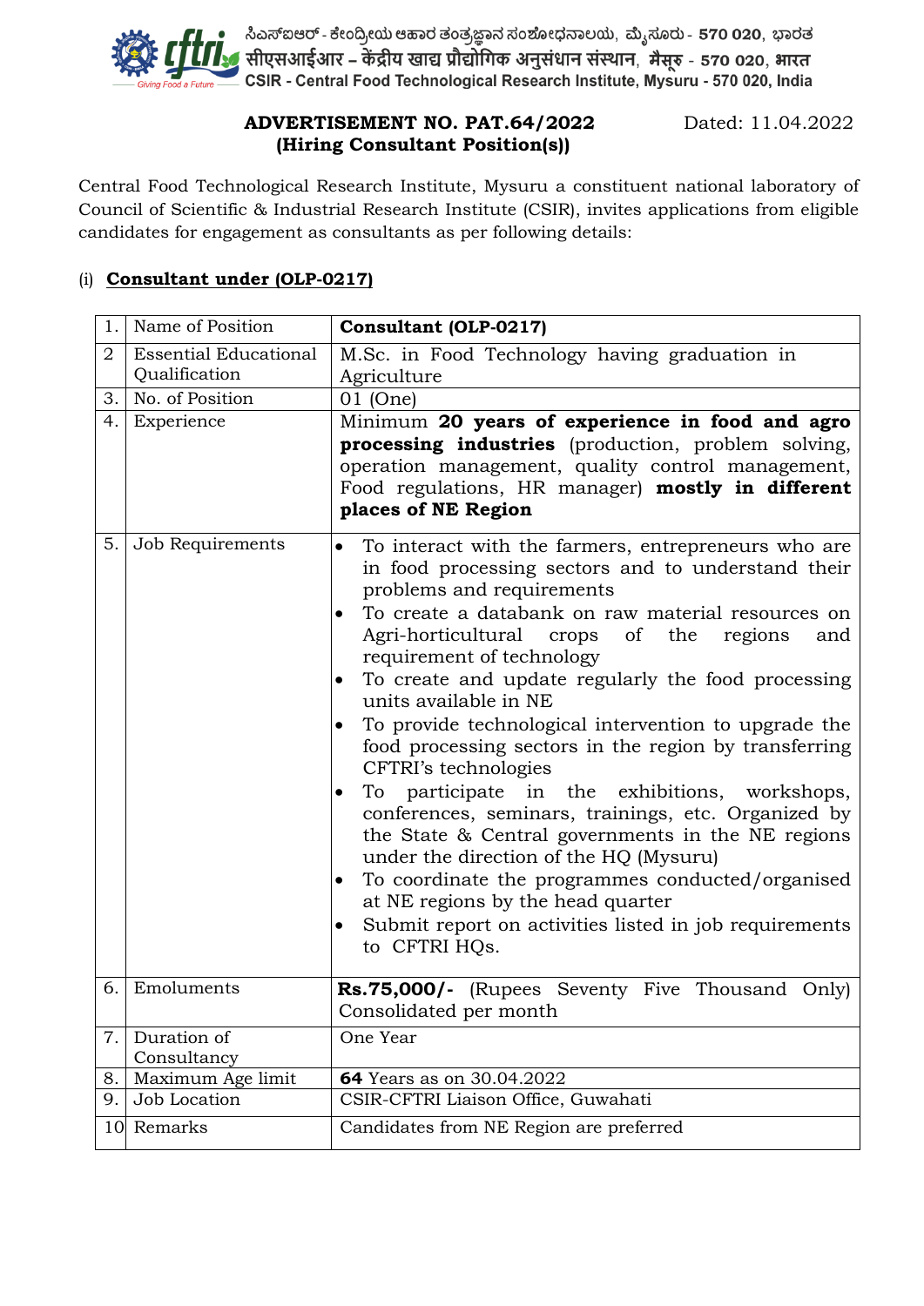ಸಿಎಸ್ಐಆರ್ - ಕೇಂದ್ರೀಯ ಆಹಾರ ತಂತ್ರಜ್ಞಾನ ಸಂಶೋಧನಾಲಯ, ಮೈಸೂರು - **570 020**, ಭಾರತ
सीएसआईआर – केंद्रीय खाद्य प्रौद्योगिक अनुसंधान संस्थान, मैसूरु - **570 020**, भारत
**CSIR - Central Food Technological Research Institute, Mysuru - 570 020, India**

**ADVERTISEMENT NO. PAT.64/2022**
**(Hiring Consultant Position(s))**

Dated: 11.04.2022

Central Food Technological Research Institute, Mysuru a constituent national laboratory of Council of Scientific & Industrial Research Institute (CSIR), invites applications from eligible candidates for engagement as consultants as per following details:

(i) **Consultant under (OLP-0217)**

| | | |
|---|---|---|
| 1. | Name of Position | **Consultant (OLP-0217)** |
| 2 | Essential Educational Qualification | M.Sc. in Food Technology having graduation in Agriculture |
| 3. | No. of Position | 01 (One) |
| 4. | Experience | Minimum **20 years of experience in food and agro processing industries** (production, problem solving, operation management, quality control management, Food regulations, HR manager) **mostly in different places of NE Region** |
| 5. | Job Requirements | • To interact with the farmers, entrepreneurs who are in food processing sectors and to understand their problems and requirements<br>• To create a databank on raw material resources on Agri-horticultural crops of the regions and requirement of technology<br>• To create and update regularly the food processing units available in NE<br>• To provide technological intervention to upgrade the food processing sectors in the region by transferring CFTRI's technologies<br>• To participate in the exhibitions, workshops, conferences, seminars, trainings, etc. Organized by the State & Central governments in the NE regions under the direction of the HQ (Mysuru)<br>• To coordinate the programmes conducted/organised at NE regions by the head quarter<br>• Submit report on activities listed in job requirements to CFTRI HQs. |
| 6. | Emoluments | **Rs.75,000/-** (Rupees Seventy Five Thousand Only) Consolidated per month |
| 7. | Duration of Consultancy | One Year |
| 8. | Maximum Age limit | **64** Years as on 30.04.2022 |
| 9. | Job Location | CSIR-CFTRI Liaison Office, Guwahati |
| 10 | Remarks | Candidates from NE Region are preferred |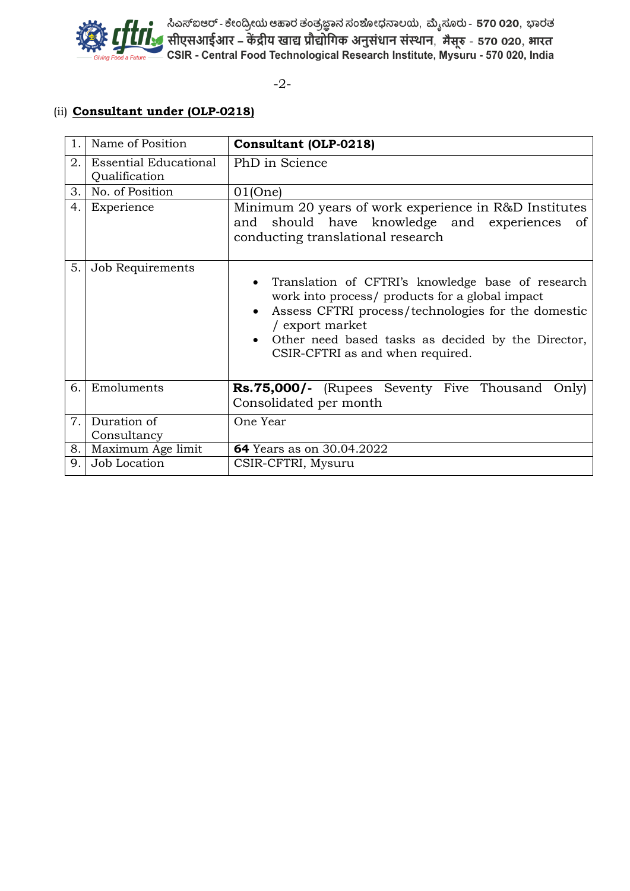(ii) **Consultant under (OLP-0218)**

| | | |
|---|---|---|
| 1. | Name of Position | **Consultant (OLP-0218)** |
| 2. | Essential Educational Qualification | PhD in Science |
| 3. | No. of Position | 01(One) |
| 4. | Experience | Minimum 20 years of work experience in R&D Institutes and should have knowledge and experiences of conducting translational research |
| 5. | Job Requirements | • Translation of CFTRI's knowledge base of research work into process/ products for a global impact<br>• Assess CFTRI process/technologies for the domestic / export market<br>• Other need based tasks as decided by the Director, CSIR-CFTRI as and when required. |
| 6. | Emoluments | **Rs.75,000/-** (Rupees Seventy Five Thousand Only) Consolidated per month |
| 7. | Duration of Consultancy | One Year |
| 8. | Maximum Age limit | **64** Years as on 30.04.2022 |
| 9. | Job Location | CSIR-CFTRI, Mysuru |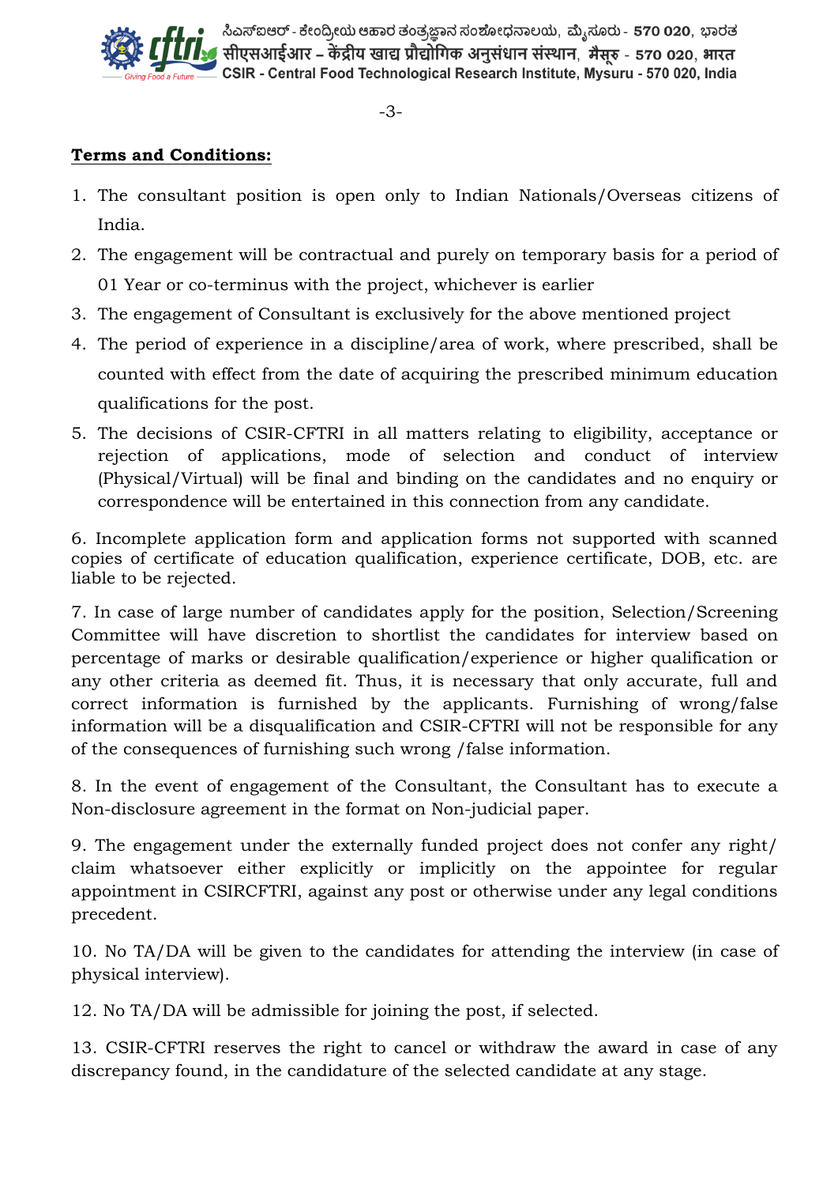## **Terms and Conditions:**

1. The consultant position is open only to Indian Nationals/Overseas citizens of India.
2. The engagement will be contractual and purely on temporary basis for a period of 01 Year or co-terminus with the project, whichever is earlier
3. The engagement of Consultant is exclusively for the above mentioned project
4. The period of experience in a discipline/area of work, where prescribed, shall be counted with effect from the date of acquiring the prescribed minimum education qualifications for the post.
5. The decisions of CSIR-CFTRI in all matters relating to eligibility, acceptance or rejection of applications, mode of selection and conduct of interview (Physical/Virtual) will be final and binding on the candidates and no enquiry or correspondence will be entertained in this connection from any candidate.

6. Incomplete application form and application forms not supported with scanned copies of certificate of education qualification, experience certificate, DOB, etc. are liable to be rejected.

7. In case of large number of candidates apply for the position, Selection/Screening Committee will have discretion to shortlist the candidates for interview based on percentage of marks or desirable qualification/experience or higher qualification or any other criteria as deemed fit. Thus, it is necessary that only accurate, full and correct information is furnished by the applicants. Furnishing of wrong/false information will be a disqualification and CSIR-CFTRI will not be responsible for any of the consequences of furnishing such wrong /false information.

8. In the event of engagement of the Consultant, the Consultant has to execute a Non-disclosure agreement in the format on Non-judicial paper.

9. The engagement under the externally funded project does not confer any right/ claim whatsoever either explicitly or implicitly on the appointee for regular appointment in CSIRCFTRI, against any post or otherwise under any legal conditions precedent.

10. No TA/DA will be given to the candidates for attending the interview (in case of physical interview).

12. No TA/DA will be admissible for joining the post, if selected.

13. CSIR-CFTRI reserves the right to cancel or withdraw the award in case of any discrepancy found, in the candidature of the selected candidate at any stage.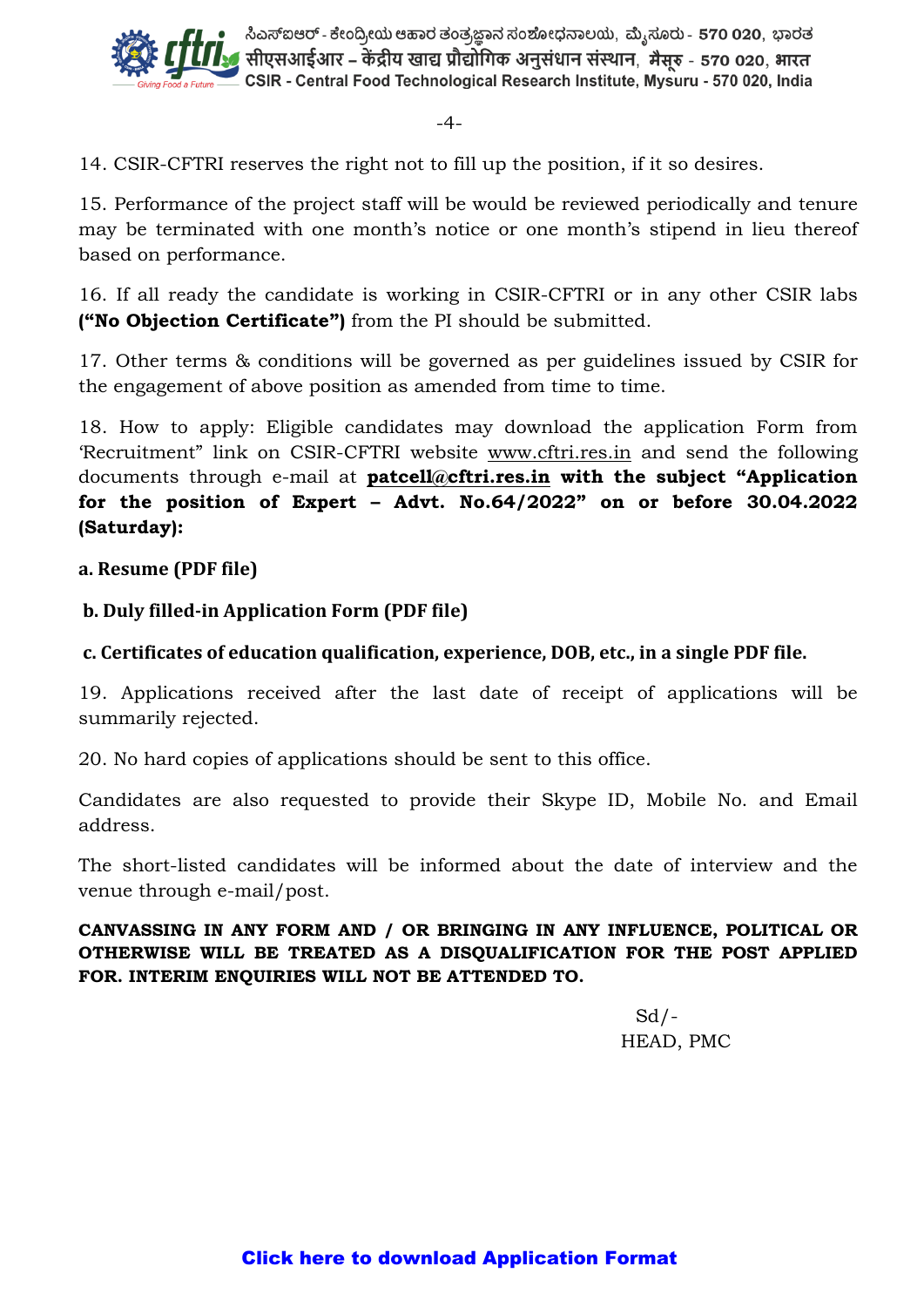14. CSIR-CFTRI reserves the right not to fill up the position, if it so desires.

15. Performance of the project staff will be would be reviewed periodically and tenure may be terminated with one month's notice or one month's stipend in lieu thereof based on performance.

16. If all ready the candidate is working in CSIR-CFTRI or in any other CSIR labs **("No Objection Certificate")** from the PI should be submitted.

17. Other terms & conditions will be governed as per guidelines issued by CSIR for the engagement of above position as amended from time to time.

18. How to apply: Eligible candidates may download the application Form from 'Recruitment" link on CSIR-CFTRI website www.cftri.res.in and send the following documents through e-mail at **patcell@cftri.res.in with the subject "Application for the position of Expert – Advt. No.64/2022" on or before 30.04.2022 (Saturday):**

**a. Resume (PDF file)**

**b. Duly filled-in Application Form (PDF file)**

**c. Certificates of education qualification, experience, DOB, etc., in a single PDF file.**

19. Applications received after the last date of receipt of applications will be summarily rejected.

20. No hard copies of applications should be sent to this office.

Candidates are also requested to provide their Skype ID, Mobile No. and Email address.

The short-listed candidates will be informed about the date of interview and the venue through e-mail/post.

**CANVASSING IN ANY FORM AND / OR BRINGING IN ANY INFLUENCE, POLITICAL OR OTHERWISE WILL BE TREATED AS A DISQUALIFICATION FOR THE POST APPLIED FOR. INTERIM ENQUIRIES WILL NOT BE ATTENDED TO.**

Sd/-
HEAD, PMC

**Click here to download Application Format**